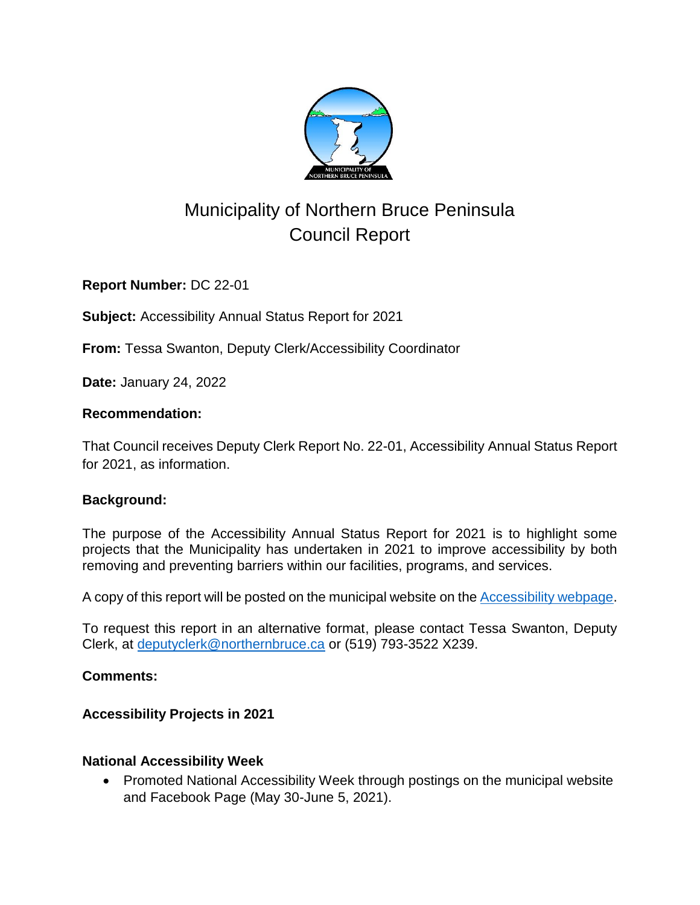# Municipality of Northern Bruce Peninsula
# Council Report

**Report Number:** DC 22-01

**Subject:** Accessibility Annual Status Report for 2021

**From:** Tessa Swanton, Deputy Clerk/Accessibility Coordinator

**Date:** January 24, 2022

**Recommendation:**

That Council receives Deputy Clerk Report No. 22-01, Accessibility Annual Status Report for 2021, as information.

**Background:**

The purpose of the Accessibility Annual Status Report for 2021 is to highlight some projects that the Municipality has undertaken in 2021 to improve accessibility by both removing and preventing barriers within our facilities, programs, and services.

A copy of this report will be posted on the municipal website on the Accessibility webpage.

To request this report in an alternative format, please contact Tessa Swanton, Deputy Clerk, at deputyclerk@northernbruce.ca or (519) 793-3522 X239.

**Comments:**

**Accessibility Projects in 2021**

**National Accessibility Week**

- Promoted National Accessibility Week through postings on the municipal website and Facebook Page (May 30-June 5, 2021).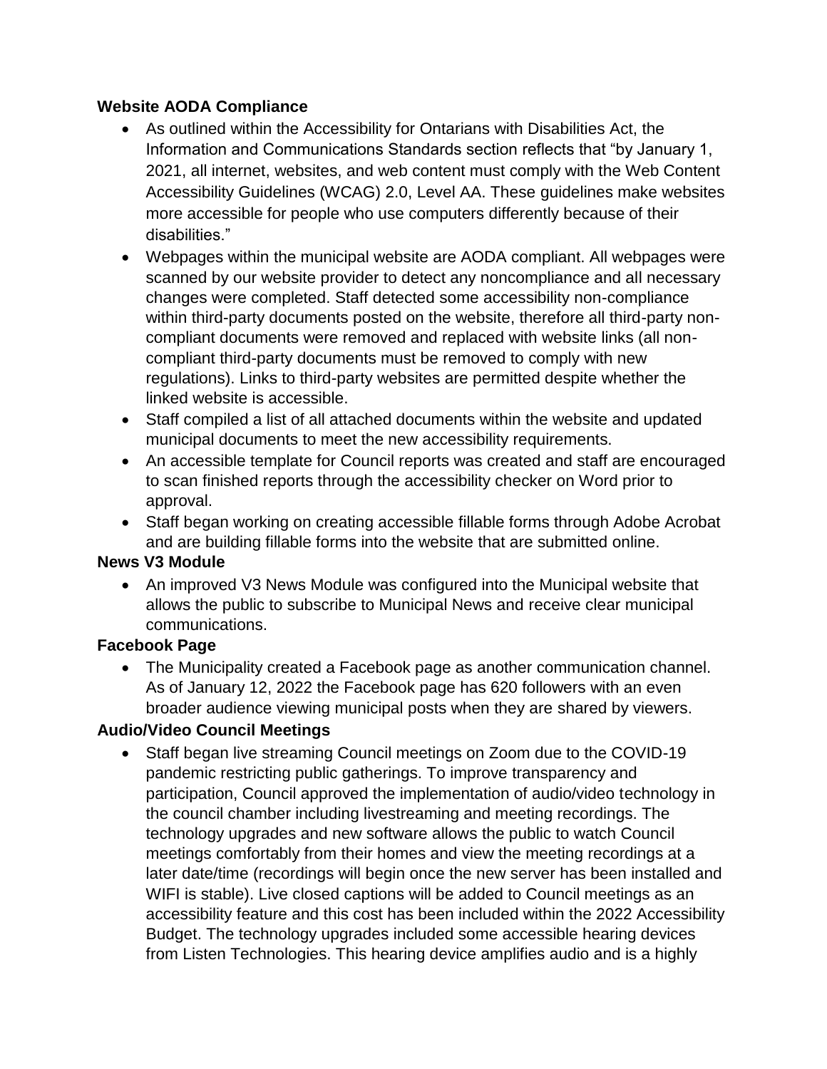**Website AODA Compliance**

- As outlined within the Accessibility for Ontarians with Disabilities Act, the Information and Communications Standards section reflects that "by January 1, 2021, all internet, websites, and web content must comply with the Web Content Accessibility Guidelines (WCAG) 2.0, Level AA. These guidelines make websites more accessible for people who use computers differently because of their disabilities."
- Webpages within the municipal website are AODA compliant. All webpages were scanned by our website provider to detect any noncompliance and all necessary changes were completed. Staff detected some accessibility non-compliance within third-party documents posted on the website, therefore all third-party non-compliant documents were removed and replaced with website links (all non-compliant third-party documents must be removed to comply with new regulations). Links to third-party websites are permitted despite whether the linked website is accessible.
- Staff compiled a list of all attached documents within the website and updated municipal documents to meet the new accessibility requirements.
- An accessible template for Council reports was created and staff are encouraged to scan finished reports through the accessibility checker on Word prior to approval.
- Staff began working on creating accessible fillable forms through Adobe Acrobat and are building fillable forms into the website that are submitted online.

**News V3 Module**

- An improved V3 News Module was configured into the Municipal website that allows the public to subscribe to Municipal News and receive clear municipal communications.

**Facebook Page**

- The Municipality created a Facebook page as another communication channel. As of January 12, 2022 the Facebook page has 620 followers with an even broader audience viewing municipal posts when they are shared by viewers.

**Audio/Video Council Meetings**

- Staff began live streaming Council meetings on Zoom due to the COVID-19 pandemic restricting public gatherings. To improve transparency and participation, Council approved the implementation of audio/video technology in the council chamber including livestreaming and meeting recordings. The technology upgrades and new software allows the public to watch Council meetings comfortably from their homes and view the meeting recordings at a later date/time (recordings will begin once the new server has been installed and WIFI is stable). Live closed captions will be added to Council meetings as an accessibility feature and this cost has been included within the 2022 Accessibility Budget. The technology upgrades included some accessible hearing devices from Listen Technologies. This hearing device amplifies audio and is a highly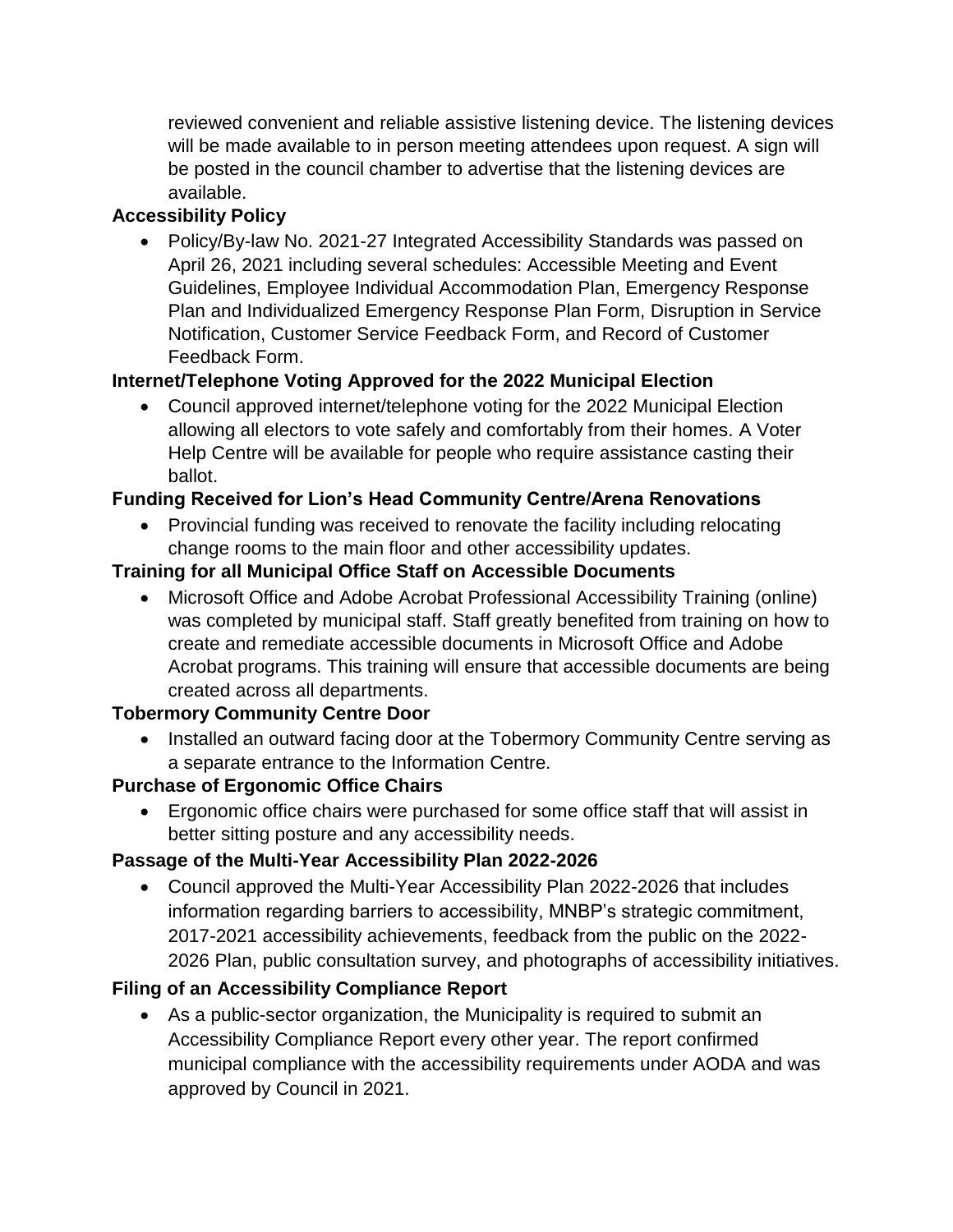reviewed convenient and reliable assistive listening device. The listening devices will be made available to in person meeting attendees upon request. A sign will be posted in the council chamber to advertise that the listening devices are available.

**Accessibility Policy**

- Policy/By-law No. 2021-27 Integrated Accessibility Standards was passed on April 26, 2021 including several schedules: Accessible Meeting and Event Guidelines, Employee Individual Accommodation Plan, Emergency Response Plan and Individualized Emergency Response Plan Form, Disruption in Service Notification, Customer Service Feedback Form, and Record of Customer Feedback Form.

**Internet/Telephone Voting Approved for the 2022 Municipal Election**

- Council approved internet/telephone voting for the 2022 Municipal Election allowing all electors to vote safely and comfortably from their homes. A Voter Help Centre will be available for people who require assistance casting their ballot.

**Funding Received for Lion's Head Community Centre/Arena Renovations**

- Provincial funding was received to renovate the facility including relocating change rooms to the main floor and other accessibility updates.

**Training for all Municipal Office Staff on Accessible Documents**

- Microsoft Office and Adobe Acrobat Professional Accessibility Training (online) was completed by municipal staff. Staff greatly benefited from training on how to create and remediate accessible documents in Microsoft Office and Adobe Acrobat programs. This training will ensure that accessible documents are being created across all departments.

**Tobermory Community Centre Door**

- Installed an outward facing door at the Tobermory Community Centre serving as a separate entrance to the Information Centre.

**Purchase of Ergonomic Office Chairs**

- Ergonomic office chairs were purchased for some office staff that will assist in better sitting posture and any accessibility needs.

**Passage of the Multi-Year Accessibility Plan 2022-2026**

- Council approved the Multi-Year Accessibility Plan 2022-2026 that includes information regarding barriers to accessibility, MNBP's strategic commitment, 2017-2021 accessibility achievements, feedback from the public on the 2022-2026 Plan, public consultation survey, and photographs of accessibility initiatives.

**Filing of an Accessibility Compliance Report**

- As a public-sector organization, the Municipality is required to submit an Accessibility Compliance Report every other year. The report confirmed municipal compliance with the accessibility requirements under AODA and was approved by Council in 2021.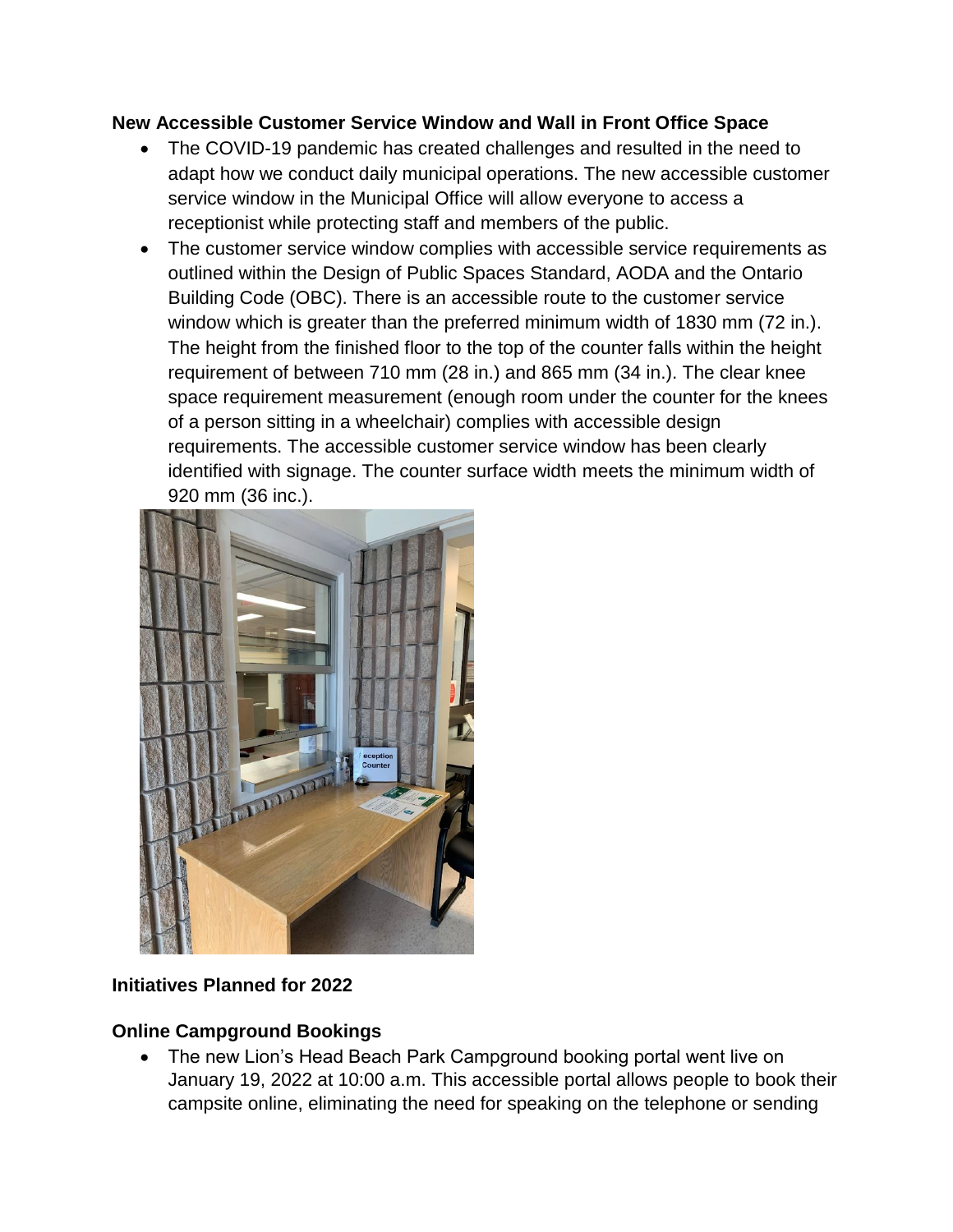**New Accessible Customer Service Window and Wall in Front Office Space**

- The COVID-19 pandemic has created challenges and resulted in the need to adapt how we conduct daily municipal operations. The new accessible customer service window in the Municipal Office will allow everyone to access a receptionist while protecting staff and members of the public.
- The customer service window complies with accessible service requirements as outlined within the Design of Public Spaces Standard, AODA and the Ontario Building Code (OBC). There is an accessible route to the customer service window which is greater than the preferred minimum width of 1830 mm (72 in.). The height from the finished floor to the top of the counter falls within the height requirement of between 710 mm (28 in.) and 865 mm (34 in.). The clear knee space requirement measurement (enough room under the counter for the knees of a person sitting in a wheelchair) complies with accessible design requirements. The accessible customer service window has been clearly identified with signage. The counter surface width meets the minimum width of 920 mm (36 inc.).

**Initiatives Planned for 2022**

**Online Campground Bookings**

- The new Lion's Head Beach Park Campground booking portal went live on January 19, 2022 at 10:00 a.m. This accessible portal allows people to book their campsite online, eliminating the need for speaking on the telephone or sending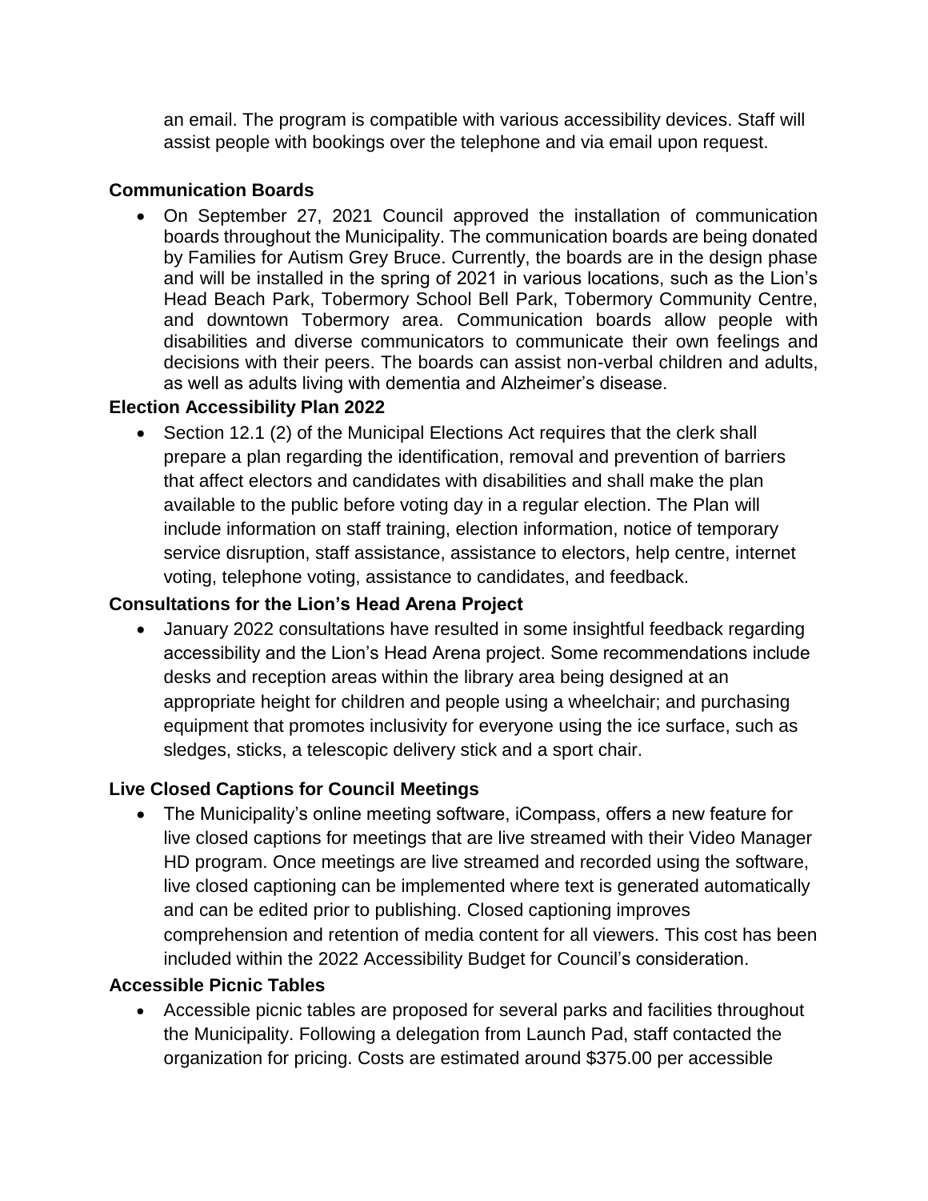an email. The program is compatible with various accessibility devices. Staff will assist people with bookings over the telephone and via email upon request.

**Communication Boards**

- On September 27, 2021 Council approved the installation of communication boards throughout the Municipality. The communication boards are being donated by Families for Autism Grey Bruce. Currently, the boards are in the design phase and will be installed in the spring of 2021 in various locations, such as the Lion's Head Beach Park, Tobermory School Bell Park, Tobermory Community Centre, and downtown Tobermory area. Communication boards allow people with disabilities and diverse communicators to communicate their own feelings and decisions with their peers. The boards can assist non-verbal children and adults, as well as adults living with dementia and Alzheimer's disease.

**Election Accessibility Plan 2022**

- Section 12.1 (2) of the Municipal Elections Act requires that the clerk shall prepare a plan regarding the identification, removal and prevention of barriers that affect electors and candidates with disabilities and shall make the plan available to the public before voting day in a regular election. The Plan will include information on staff training, election information, notice of temporary service disruption, staff assistance, assistance to electors, help centre, internet voting, telephone voting, assistance to candidates, and feedback.

**Consultations for the Lion's Head Arena Project**

- January 2022 consultations have resulted in some insightful feedback regarding accessibility and the Lion's Head Arena project. Some recommendations include desks and reception areas within the library area being designed at an appropriate height for children and people using a wheelchair; and purchasing equipment that promotes inclusivity for everyone using the ice surface, such as sledges, sticks, a telescopic delivery stick and a sport chair.

**Live Closed Captions for Council Meetings**

- The Municipality's online meeting software, iCompass, offers a new feature for live closed captions for meetings that are live streamed with their Video Manager HD program. Once meetings are live streamed and recorded using the software, live closed captioning can be implemented where text is generated automatically and can be edited prior to publishing. Closed captioning improves comprehension and retention of media content for all viewers. This cost has been included within the 2022 Accessibility Budget for Council's consideration.

**Accessible Picnic Tables**

- Accessible picnic tables are proposed for several parks and facilities throughout the Municipality. Following a delegation from Launch Pad, staff contacted the organization for pricing. Costs are estimated around $375.00 per accessible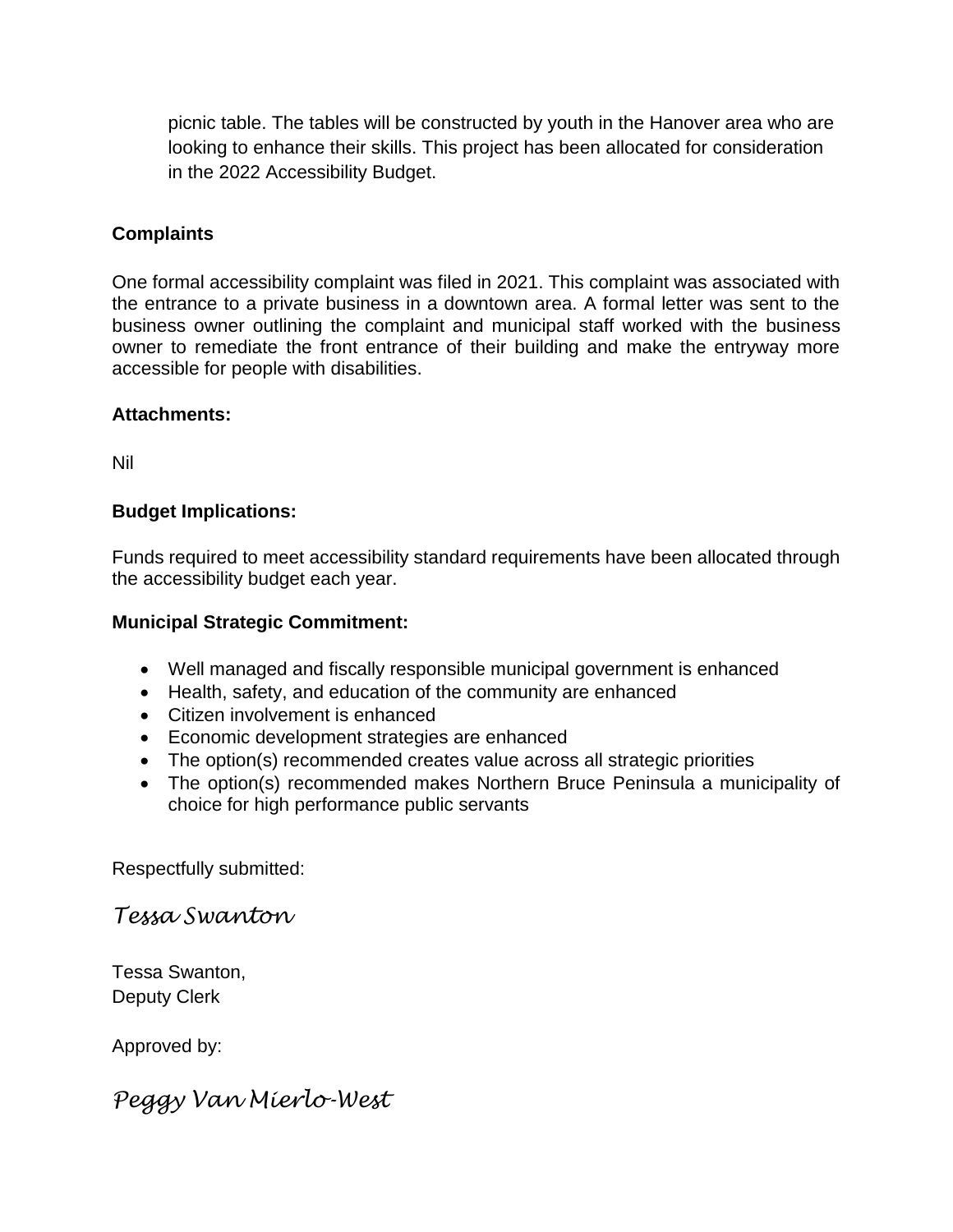picnic table. The tables will be constructed by youth in the Hanover area who are looking to enhance their skills. This project has been allocated for consideration in the 2022 Accessibility Budget.

**Complaints**

One formal accessibility complaint was filed in 2021. This complaint was associated with the entrance to a private business in a downtown area. A formal letter was sent to the business owner outlining the complaint and municipal staff worked with the business owner to remediate the front entrance of their building and make the entryway more accessible for people with disabilities.

**Attachments:**

Nil

**Budget Implications:**

Funds required to meet accessibility standard requirements have been allocated through the accessibility budget each year.

**Municipal Strategic Commitment:**

- Well managed and fiscally responsible municipal government is enhanced
- Health, safety, and education of the community are enhanced
- Citizen involvement is enhanced
- Economic development strategies are enhanced
- The option(s) recommended creates value across all strategic priorities
- The option(s) recommended makes Northern Bruce Peninsula a municipality of choice for high performance public servants

Respectfully submitted:

*Tessa Swanton*

Tessa Swanton,
Deputy Clerk

Approved by:

*Peggy Van Mierlo-West*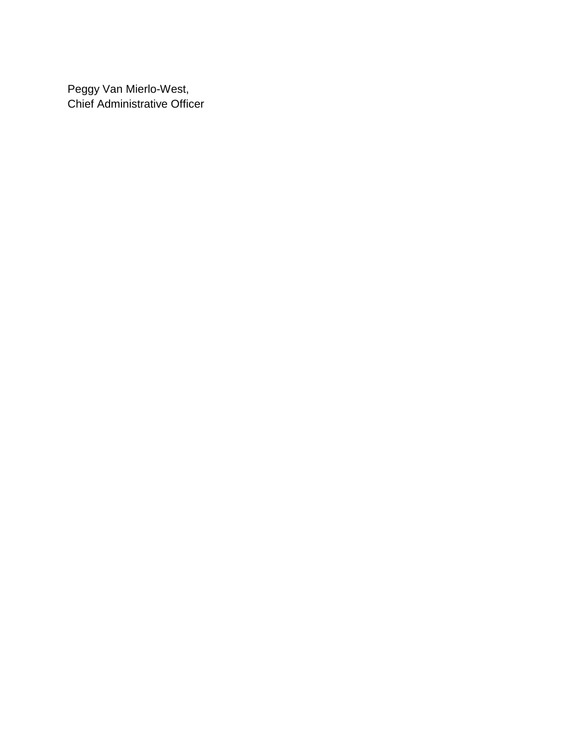Peggy Van Mierlo-West,
Chief Administrative Officer